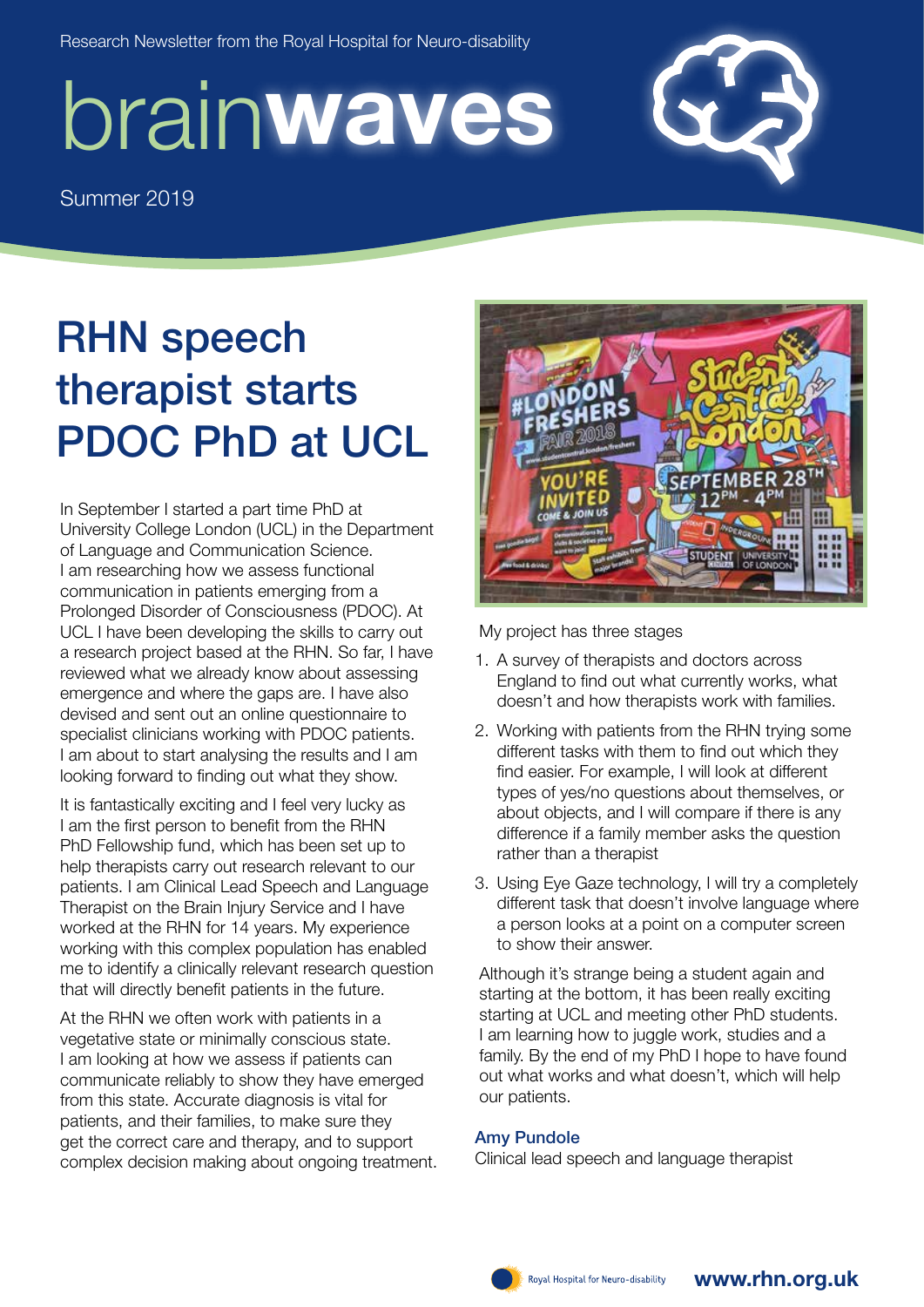Research Newsletter from the Royal Hospital for Neuro-disability

# brain**waves**

Summer 2019

## RHN speech therapist starts PDOC PhD at UCL

In September I started a part time PhD at University College London (UCL) in the Department of Language and Communication Science. I am researching how we assess functional communication in patients emerging from a Prolonged Disorder of Consciousness (PDOC). At UCL I have been developing the skills to carry out a research project based at the RHN. So far, I have reviewed what we already know about assessing emergence and where the gaps are. I have also devised and sent out an online questionnaire to specialist clinicians working with PDOC patients. I am about to start analysing the results and I am looking forward to finding out what they show.

It is fantastically exciting and I feel very lucky as I am the first person to benefit from the RHN PhD Fellowship fund, which has been set up to help therapists carry out research relevant to our patients. I am Clinical Lead Speech and Language Therapist on the Brain Injury Service and I have worked at the RHN for 14 years. My experience working with this complex population has enabled me to identify a clinically relevant research question that will directly benefit patients in the future.

At the RHN we often work with patients in a vegetative state or minimally conscious state. I am looking at how we assess if patients can communicate reliably to show they have emerged from this state. Accurate diagnosis is vital for patients, and their families, to make sure they get the correct care and therapy, and to support complex decision making about ongoing treatment.

My project has three stages

1. A survey of therapists and doctors across England to find out what currently works, what doesn't and how therapists work with families.
2. Working with patients from the RHN trying some different tasks with them to find out which they find easier. For example, I will look at different types of yes/no questions about themselves, or about objects, and I will compare if there is any difference if a family member asks the question rather than a therapist
3. Using Eye Gaze technology, I will try a completely different task that doesn't involve language where a person looks at a point on a computer screen to show their answer.

Although it's strange being a student again and starting at the bottom, it has been really exciting starting at UCL and meeting other PhD students. I am learning how to juggle work, studies and a family. By the end of my PhD I hope to have found out what works and what doesn't, which will help our patients.

**Amy Pundole**
Clinical lead speech and language therapist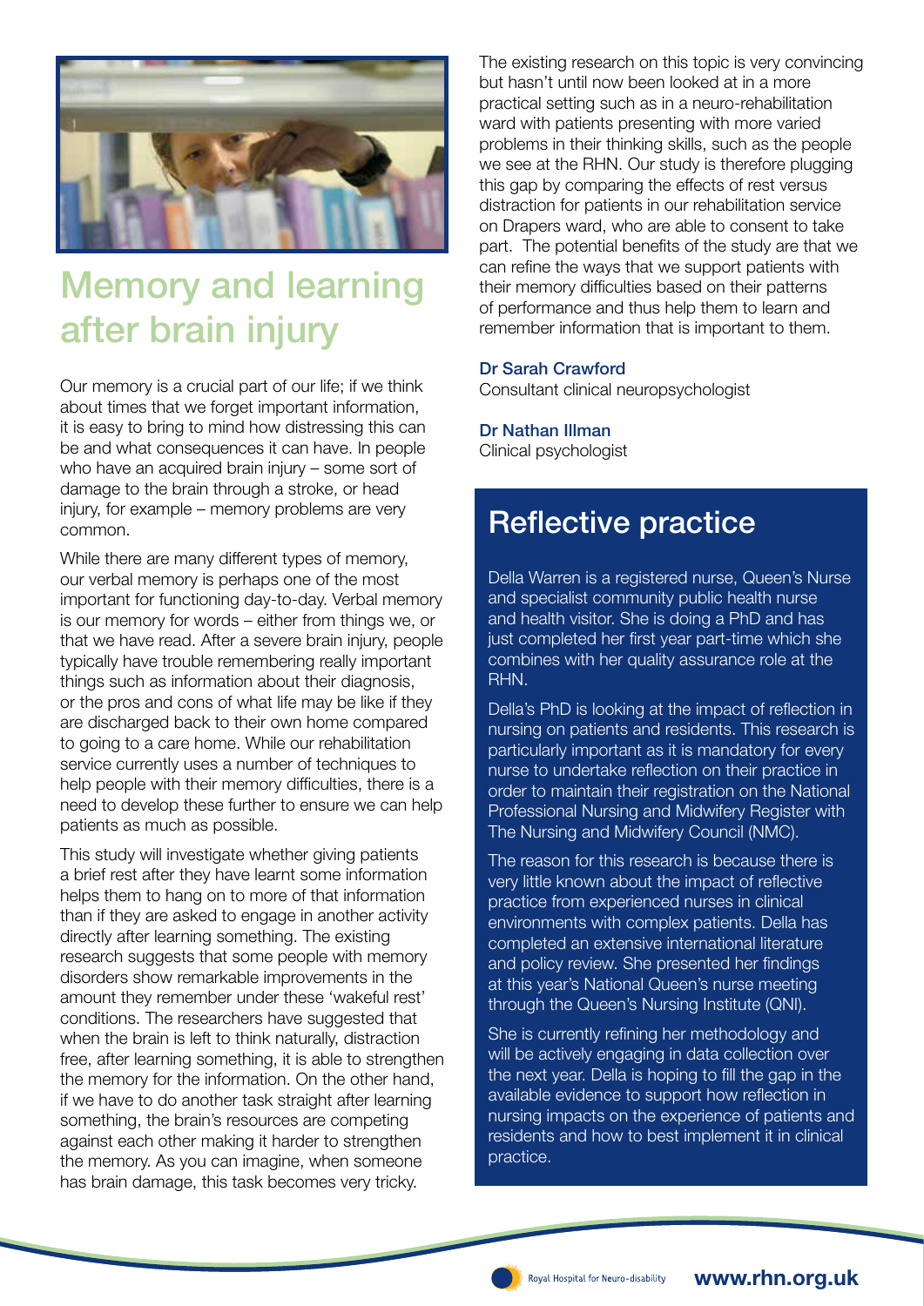## Memory and learning after brain injury

Our memory is a crucial part of our life; if we think about times that we forget important information, it is easy to bring to mind how distressing this can be and what consequences it can have. In people who have an acquired brain injury – some sort of damage to the brain through a stroke, or head injury, for example – memory problems are very common.

While there are many different types of memory, our verbal memory is perhaps one of the most important for functioning day-to-day. Verbal memory is our memory for words – either from things we, or that we have read. After a severe brain injury, people typically have trouble remembering really important things such as information about their diagnosis, or the pros and cons of what life may be like if they are discharged back to their own home compared to going to a care home. While our rehabilitation service currently uses a number of techniques to help people with their memory difficulties, there is a need to develop these further to ensure we can help patients as much as possible.

This study will investigate whether giving patients a brief rest after they have learnt some information helps them to hang on to more of that information than if they are asked to engage in another activity directly after learning something. The existing research suggests that some people with memory disorders show remarkable improvements in the amount they remember under these 'wakeful rest' conditions. The researchers have suggested that when the brain is left to think naturally, distraction free, after learning something, it is able to strengthen the memory for the information. On the other hand, if we have to do another task straight after learning something, the brain's resources are competing against each other making it harder to strengthen the memory. As you can imagine, when someone has brain damage, this task becomes very tricky.

The existing research on this topic is very convincing but hasn't until now been looked at in a more practical setting such as in a neuro-rehabilitation ward with patients presenting with more varied problems in their thinking skills, such as the people we see at the RHN. Our study is therefore plugging this gap by comparing the effects of rest versus distraction for patients in our rehabilitation service on Drapers ward, who are able to consent to take part. The potential benefits of the study are that we can refine the ways that we support patients with their memory difficulties based on their patterns of performance and thus help them to learn and remember information that is important to them.

**Dr Sarah Crawford**
Consultant clinical neuropsychologist

**Dr Nathan Illman**
Clinical psychologist

## Reflective practice

Della Warren is a registered nurse, Queen's Nurse and specialist community public health nurse and health visitor. She is doing a PhD and has just completed her first year part-time which she combines with her quality assurance role at the RHN.

Della's PhD is looking at the impact of reflection in nursing on patients and residents. This research is particularly important as it is mandatory for every nurse to undertake reflection on their practice in order to maintain their registration on the National Professional Nursing and Midwifery Register with The Nursing and Midwifery Council (NMC).

The reason for this research is because there is very little known about the impact of reflective practice from experienced nurses in clinical environments with complex patients. Della has completed an extensive international literature and policy review. She presented her findings at this year's National Queen's nurse meeting through the Queen's Nursing Institute (QNI).

She is currently refining her methodology and will be actively engaging in data collection over the next year. Della is hoping to fill the gap in the available evidence to support how reflection in nursing impacts on the experience of patients and residents and how to best implement it in clinical practice.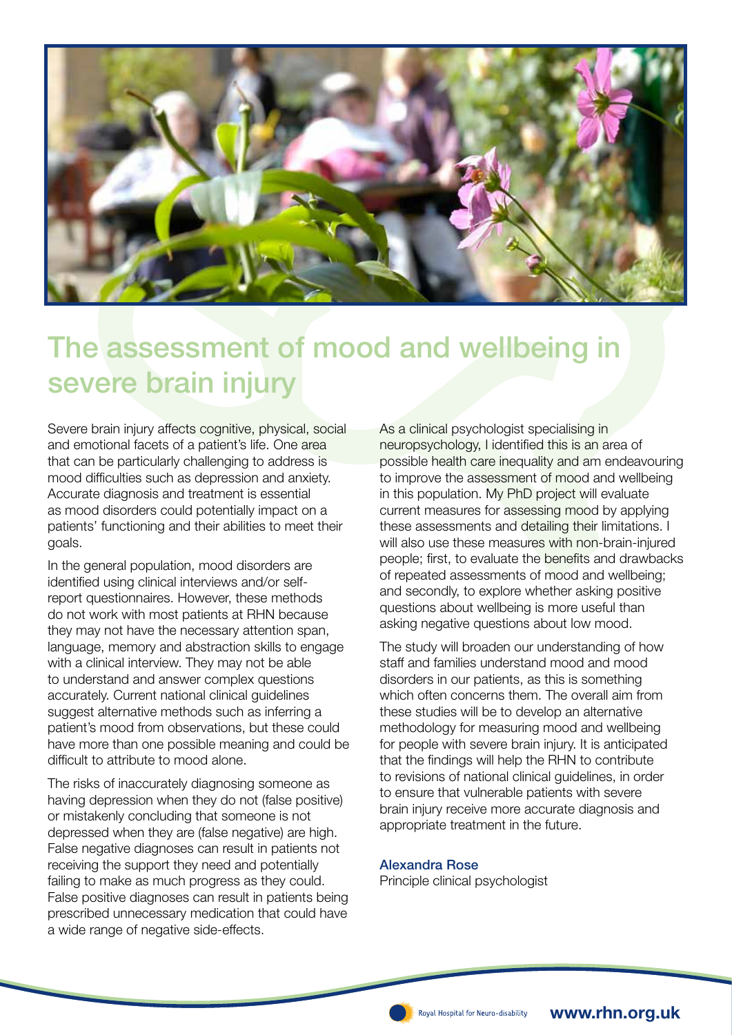# The assessment of mood and wellbeing in severe brain injury

Severe brain injury affects cognitive, physical, social and emotional facets of a patient's life. One area that can be particularly challenging to address is mood difficulties such as depression and anxiety. Accurate diagnosis and treatment is essential as mood disorders could potentially impact on a patients' functioning and their abilities to meet their goals.

In the general population, mood disorders are identified using clinical interviews and/or self-report questionnaires. However, these methods do not work with most patients at RHN because they may not have the necessary attention span, language, memory and abstraction skills to engage with a clinical interview. They may not be able to understand and answer complex questions accurately. Current national clinical guidelines suggest alternative methods such as inferring a patient's mood from observations, but these could have more than one possible meaning and could be difficult to attribute to mood alone.

The risks of inaccurately diagnosing someone as having depression when they do not (false positive) or mistakenly concluding that someone is not depressed when they are (false negative) are high. False negative diagnoses can result in patients not receiving the support they need and potentially failing to make as much progress as they could. False positive diagnoses can result in patients being prescribed unnecessary medication that could have a wide range of negative side-effects.

As a clinical psychologist specialising in neuropsychology, I identified this is an area of possible health care inequality and am endeavouring to improve the assessment of mood and wellbeing in this population. My PhD project will evaluate current measures for assessing mood by applying these assessments and detailing their limitations. I will also use these measures with non-brain-injured people; first, to evaluate the benefits and drawbacks of repeated assessments of mood and wellbeing; and secondly, to explore whether asking positive questions about wellbeing is more useful than asking negative questions about low mood.

The study will broaden our understanding of how staff and families understand mood and mood disorders in our patients, as this is something which often concerns them. The overall aim from these studies will be to develop an alternative methodology for measuring mood and wellbeing for people with severe brain injury. It is anticipated that the findings will help the RHN to contribute to revisions of national clinical guidelines, in order to ensure that vulnerable patients with severe brain injury receive more accurate diagnosis and appropriate treatment in the future.

**Alexandra Rose**
Principle clinical psychologist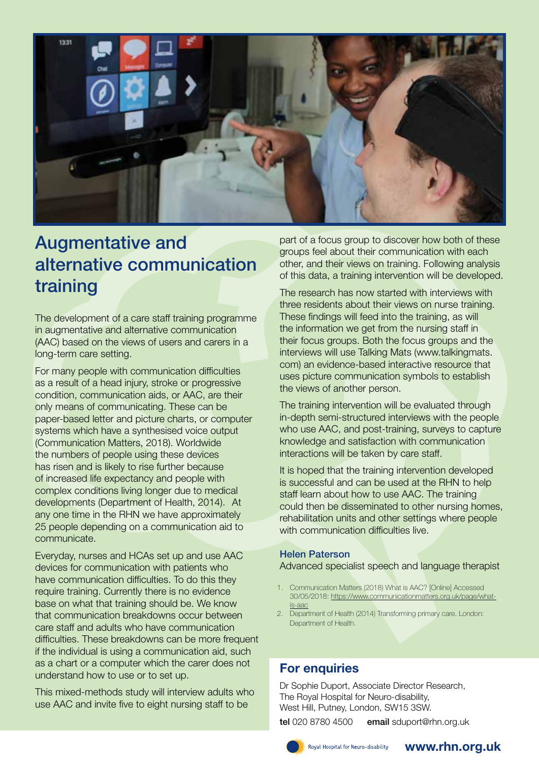# Augmentative and alternative communication training

The development of a care staff training programme in augmentative and alternative communication (AAC) based on the views of users and carers in a long-term care setting.

For many people with communication difficulties as a result of a head injury, stroke or progressive condition, communication aids, or AAC, are their only means of communicating. These can be paper-based letter and picture charts, or computer systems which have a synthesised voice output (Communication Matters, 2018). Worldwide the numbers of people using these devices has risen and is likely to rise further because of increased life expectancy and people with complex conditions living longer due to medical developments (Department of Health, 2014). At any one time in the RHN we have approximately 25 people depending on a communication aid to communicate.

Everyday, nurses and HCAs set up and use AAC devices for communication with patients who have communication difficulties. To do this they require training. Currently there is no evidence base on what that training should be. We know that communication breakdowns occur between care staff and adults who have communication difficulties. These breakdowns can be more frequent if the individual is using a communication aid, such as a chart or a computer which the carer does not understand how to use or to set up.

This mixed-methods study will interview adults who use AAC and invite five to eight nursing staff to be part of a focus group to discover how both of these groups feel about their communication with each other, and their views on training. Following analysis of this data, a training intervention will be developed.

The research has now started with interviews with three residents about their views on nurse training. These findings will feed into the training, as will the information we get from the nursing staff in their focus groups. Both the focus groups and the interviews will use Talking Mats (www.talkingmats.com) an evidence-based interactive resource that uses picture communication symbols to establish the views of another person.

The training intervention will be evaluated through in-depth semi-structured interviews with the people who use AAC, and post-training, surveys to capture knowledge and satisfaction with communication interactions will be taken by care staff.

It is hoped that the training intervention developed is successful and can be used at the RHN to help staff learn about how to use AAC. The training could then be disseminated to other nursing homes, rehabilitation units and other settings where people with communication difficulties live.

**Helen Paterson**
Advanced specialist speech and language therapist

1. Communication Matters (2018) What is AAC? [Online] Accessed 30/05/2018: https://www.communicationmatters.org.uk/page/what-is-aac
2. Department of Health (2014) Transforming primary care. London: Department of Health.

## For enquiries

Dr Sophie Duport, Associate Director Research,
The Royal Hospital for Neuro-disability,
West Hill, Putney, London, SW15 3SW.

**tel** 020 8780 4500 **email** sduport@rhn.org.uk

Royal Hospital for Neuro-disability **www.rhn.org.uk**